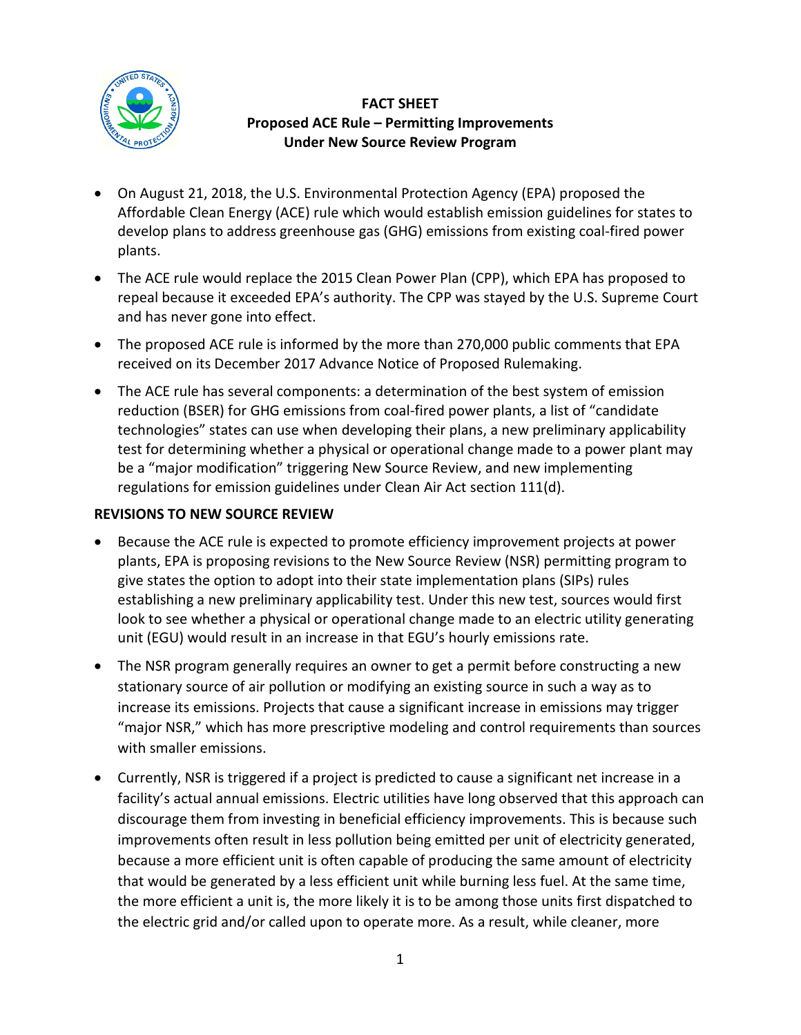**FACT SHEET**
**Proposed ACE Rule – Permitting Improvements**
**Under New Source Review Program**

- On August 21, 2018, the U.S. Environmental Protection Agency (EPA) proposed the Affordable Clean Energy (ACE) rule which would establish emission guidelines for states to develop plans to address greenhouse gas (GHG) emissions from existing coal-fired power plants.
- The ACE rule would replace the 2015 Clean Power Plan (CPP), which EPA has proposed to repeal because it exceeded EPA's authority. The CPP was stayed by the U.S. Supreme Court and has never gone into effect.
- The proposed ACE rule is informed by the more than 270,000 public comments that EPA received on its December 2017 Advance Notice of Proposed Rulemaking.
- The ACE rule has several components: a determination of the best system of emission reduction (BSER) for GHG emissions from coal-fired power plants, a list of "candidate technologies" states can use when developing their plans, a new preliminary applicability test for determining whether a physical or operational change made to a power plant may be a "major modification" triggering New Source Review, and new implementing regulations for emission guidelines under Clean Air Act section 111(d).

## REVISIONS TO NEW SOURCE REVIEW

- Because the ACE rule is expected to promote efficiency improvement projects at power plants, EPA is proposing revisions to the New Source Review (NSR) permitting program to give states the option to adopt into their state implementation plans (SIPs) rules establishing a new preliminary applicability test. Under this new test, sources would first look to see whether a physical or operational change made to an electric utility generating unit (EGU) would result in an increase in that EGU's hourly emissions rate.
- The NSR program generally requires an owner to get a permit before constructing a new stationary source of air pollution or modifying an existing source in such a way as to increase its emissions. Projects that cause a significant increase in emissions may trigger "major NSR," which has more prescriptive modeling and control requirements than sources with smaller emissions.
- Currently, NSR is triggered if a project is predicted to cause a significant net increase in a facility's actual annual emissions. Electric utilities have long observed that this approach can discourage them from investing in beneficial efficiency improvements. This is because such improvements often result in less pollution being emitted per unit of electricity generated, because a more efficient unit is often capable of producing the same amount of electricity that would be generated by a less efficient unit while burning less fuel. At the same time, the more efficient a unit is, the more likely it is to be among those units first dispatched to the electric grid and/or called upon to operate more. As a result, while cleaner, more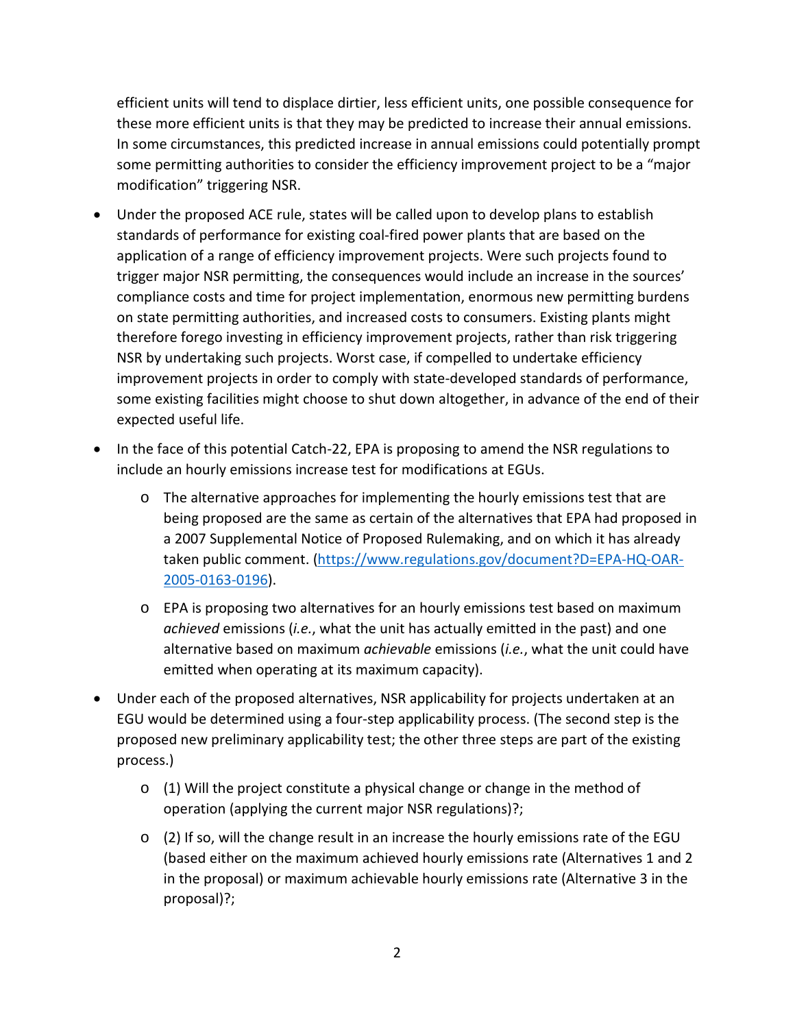efficient units will tend to displace dirtier, less efficient units, one possible consequence for these more efficient units is that they may be predicted to increase their annual emissions. In some circumstances, this predicted increase in annual emissions could potentially prompt some permitting authorities to consider the efficiency improvement project to be a "major modification" triggering NSR.

- Under the proposed ACE rule, states will be called upon to develop plans to establish standards of performance for existing coal-fired power plants that are based on the application of a range of efficiency improvement projects. Were such projects found to trigger major NSR permitting, the consequences would include an increase in the sources' compliance costs and time for project implementation, enormous new permitting burdens on state permitting authorities, and increased costs to consumers. Existing plants might therefore forego investing in efficiency improvement projects, rather than risk triggering NSR by undertaking such projects. Worst case, if compelled to undertake efficiency improvement projects in order to comply with state-developed standards of performance, some existing facilities might choose to shut down altogether, in advance of the end of their expected useful life.
- In the face of this potential Catch-22, EPA is proposing to amend the NSR regulations to include an hourly emissions increase test for modifications at EGUs.
    - The alternative approaches for implementing the hourly emissions test that are being proposed are the same as certain of the alternatives that EPA had proposed in a 2007 Supplemental Notice of Proposed Rulemaking, and on which it has already taken public comment. (https://www.regulations.gov/document?D=EPA-HQ-OAR-2005-0163-0196).
    - EPA is proposing two alternatives for an hourly emissions test based on maximum *achieved* emissions (*i.e.*, what the unit has actually emitted in the past) and one alternative based on maximum *achievable* emissions (*i.e.*, what the unit could have emitted when operating at its maximum capacity).
- Under each of the proposed alternatives, NSR applicability for projects undertaken at an EGU would be determined using a four-step applicability process. (The second step is the proposed new preliminary applicability test; the other three steps are part of the existing process.)
    - (1) Will the project constitute a physical change or change in the method of operation (applying the current major NSR regulations)?;
    - (2) If so, will the change result in an increase the hourly emissions rate of the EGU (based either on the maximum achieved hourly emissions rate (Alternatives 1 and 2 in the proposal) or maximum achievable hourly emissions rate (Alternative 3 in the proposal)?;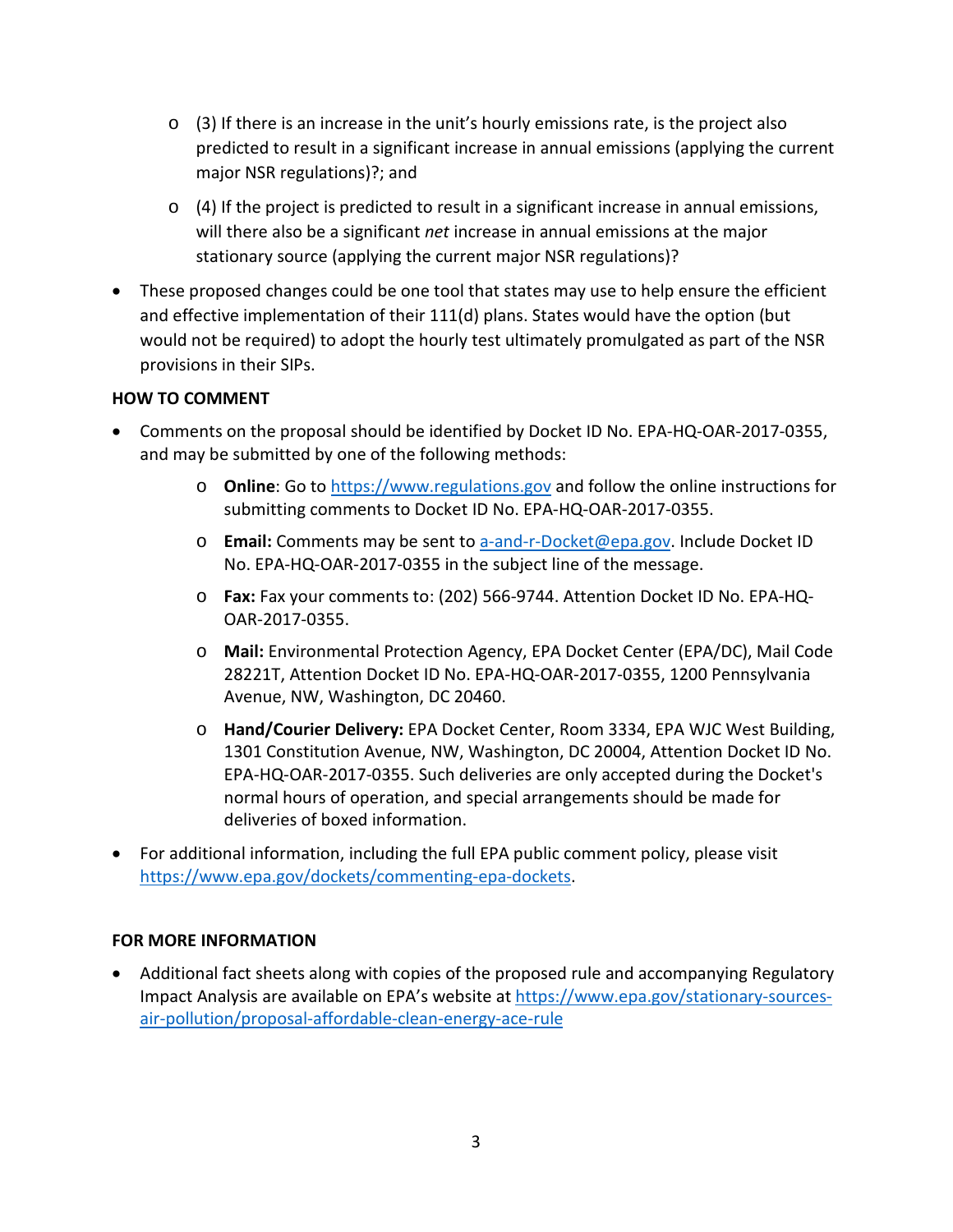- (3) If there is an increase in the unit's hourly emissions rate, is the project also predicted to result in a significant increase in annual emissions (applying the current major NSR regulations)?; and
  - (4) If the project is predicted to result in a significant increase in annual emissions, will there also be a significant *net* increase in annual emissions at the major stationary source (applying the current major NSR regulations)?
- These proposed changes could be one tool that states may use to help ensure the efficient and effective implementation of their 111(d) plans. States would have the option (but would not be required) to adopt the hourly test ultimately promulgated as part of the NSR provisions in their SIPs.

**HOW TO COMMENT**

- Comments on the proposal should be identified by Docket ID No. EPA-HQ-OAR-2017-0355, and may be submitted by one of the following methods:
  - **Online**: Go to https://www.regulations.gov and follow the online instructions for submitting comments to Docket ID No. EPA-HQ-OAR-2017-0355.
  - **Email:** Comments may be sent to a-and-r-Docket@epa.gov. Include Docket ID No. EPA-HQ-OAR-2017-0355 in the subject line of the message.
  - **Fax:** Fax your comments to: (202) 566-9744. Attention Docket ID No. EPA-HQ-OAR-2017-0355.
  - **Mail:** Environmental Protection Agency, EPA Docket Center (EPA/DC), Mail Code 28221T, Attention Docket ID No. EPA-HQ-OAR-2017-0355, 1200 Pennsylvania Avenue, NW, Washington, DC 20460.
  - **Hand/Courier Delivery:** EPA Docket Center, Room 3334, EPA WJC West Building, 1301 Constitution Avenue, NW, Washington, DC 20004, Attention Docket ID No. EPA-HQ-OAR-2017-0355. Such deliveries are only accepted during the Docket's normal hours of operation, and special arrangements should be made for deliveries of boxed information.
- For additional information, including the full EPA public comment policy, please visit https://www.epa.gov/dockets/commenting-epa-dockets.

**FOR MORE INFORMATION**

- Additional fact sheets along with copies of the proposed rule and accompanying Regulatory Impact Analysis are available on EPA's website at https://www.epa.gov/stationary-sources-air-pollution/proposal-affordable-clean-energy-ace-rule